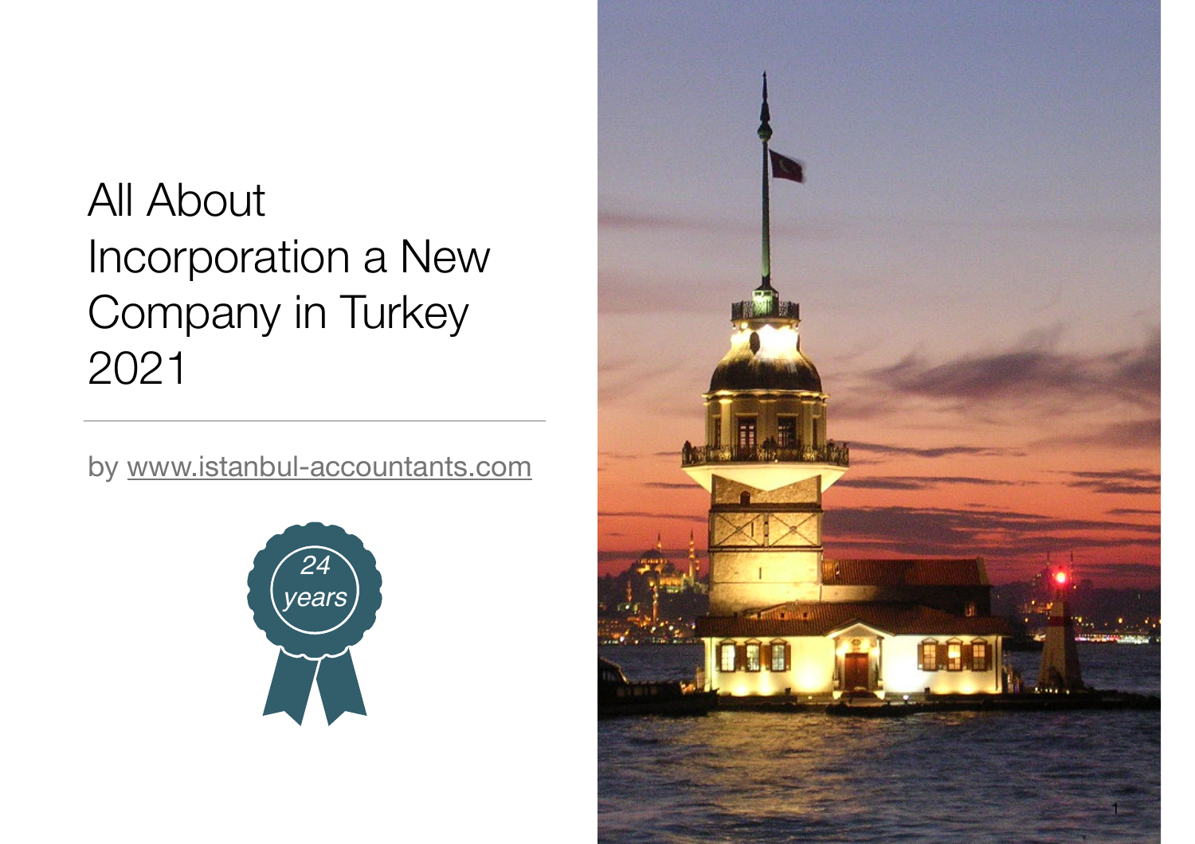# All About Incorporation a New Company in Turkey 2021

by www.istanbul-accountants.com

24 years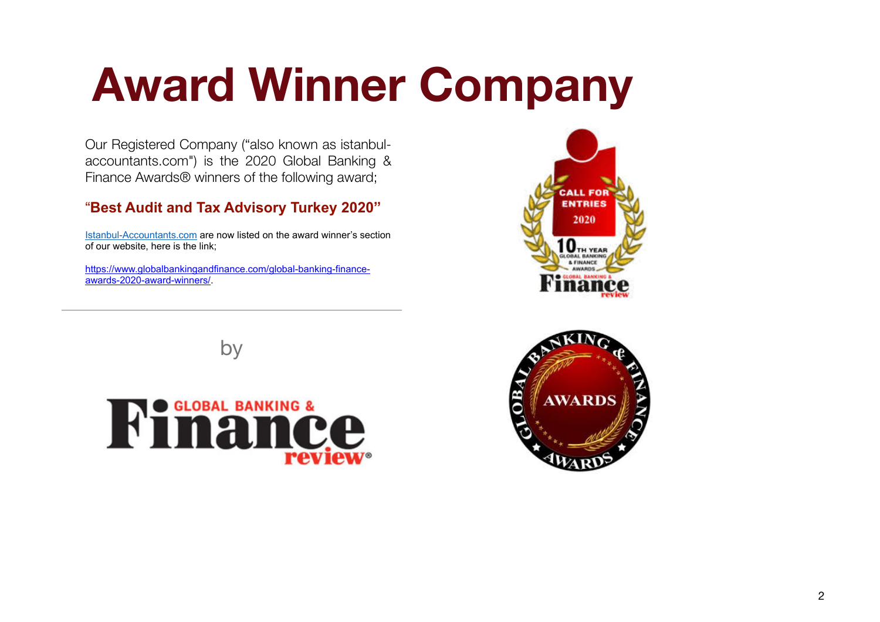# Award Winner Company

Our Registered Company ("also known as istanbul-accountants.com") is the 2020 Global Banking & Finance Awards® winners of the following award;

**"Best Audit and Tax Advisory Turkey 2020"**

Istanbul-Accountants.com are now listed on the award winner's section of our website, here is the link;

https://www.globalbankingandfinance.com/global-banking-finance-awards-2020-award-winners/.

by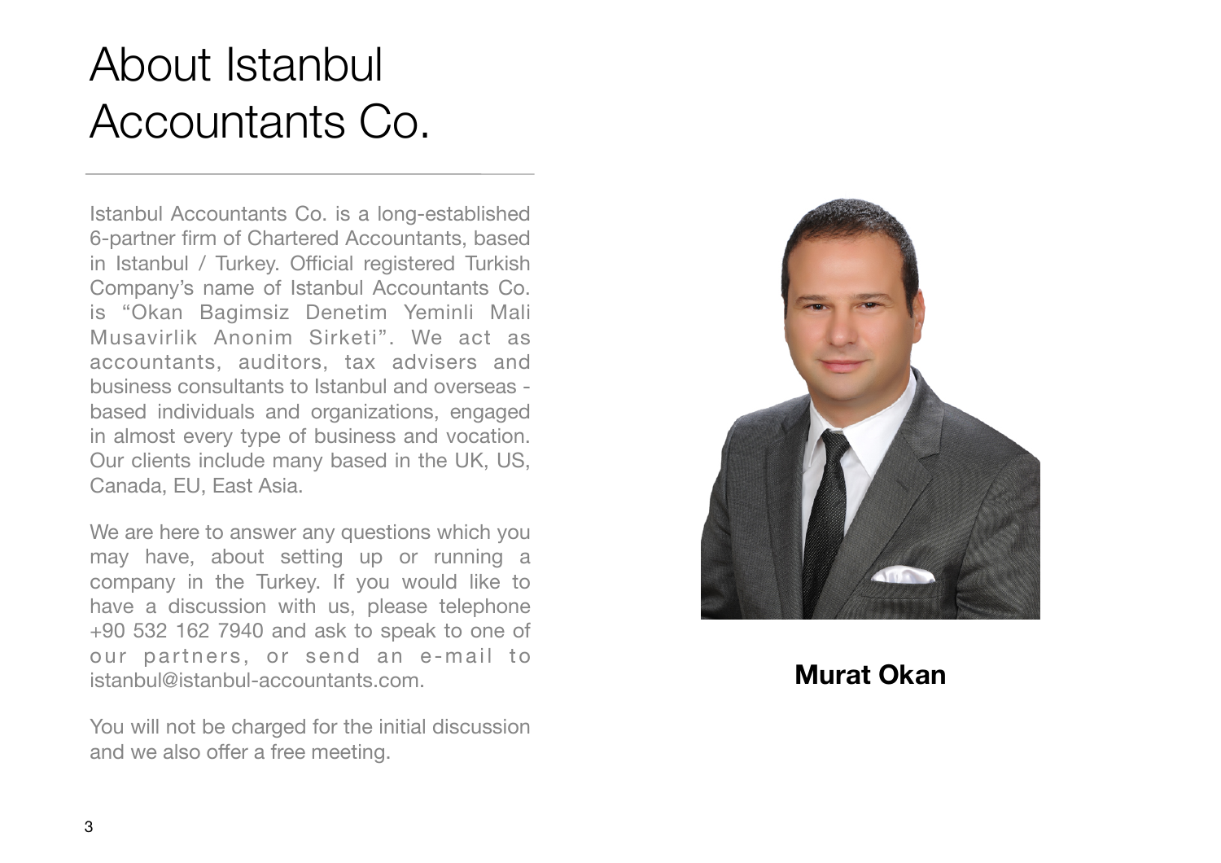# About Istanbul Accountants Co.

Istanbul Accountants Co. is a long-established 6-partner firm of Chartered Accountants, based in Istanbul / Turkey. Official registered Turkish Company's name of Istanbul Accountants Co. is "Okan Bagimsiz Denetim Yeminli Mali Musavirlik Anonim Sirketi". We act as accountants, auditors, tax advisers and business consultants to Istanbul and overseas - based individuals and organizations, engaged in almost every type of business and vocation. Our clients include many based in the UK, US, Canada, EU, East Asia.

We are here to answer any questions which you may have, about setting up or running a company in the Turkey. If you would like to have a discussion with us, please telephone +90 532 162 7940 and ask to speak to one of our partners, or send an e-mail to istanbul@istanbul-accountants.com.

You will not be charged for the initial discussion and we also offer a free meeting.

**Murat Okan**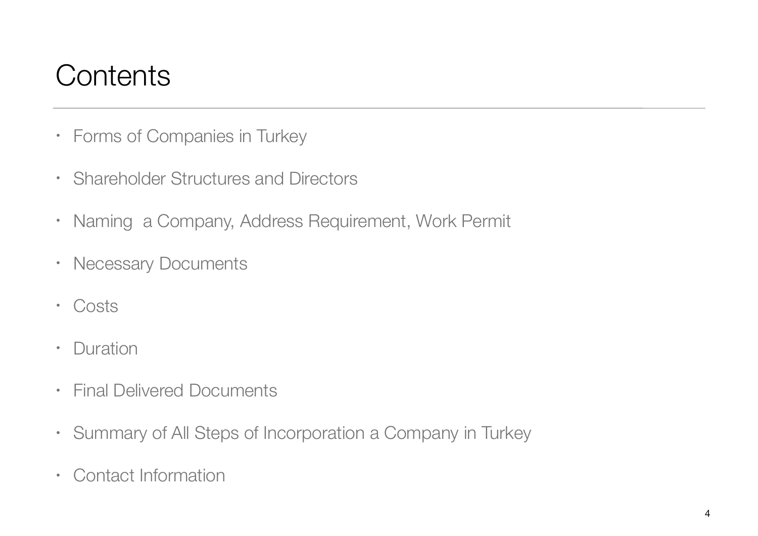# Contents

- Forms of Companies in Turkey
- Shareholder Structures and Directors
- Naming  a Company, Address Requirement, Work Permit
- Necessary Documents
- Costs
- Duration
- Final Delivered Documents
- Summary of All Steps of Incorporation a Company in Turkey
- Contact Information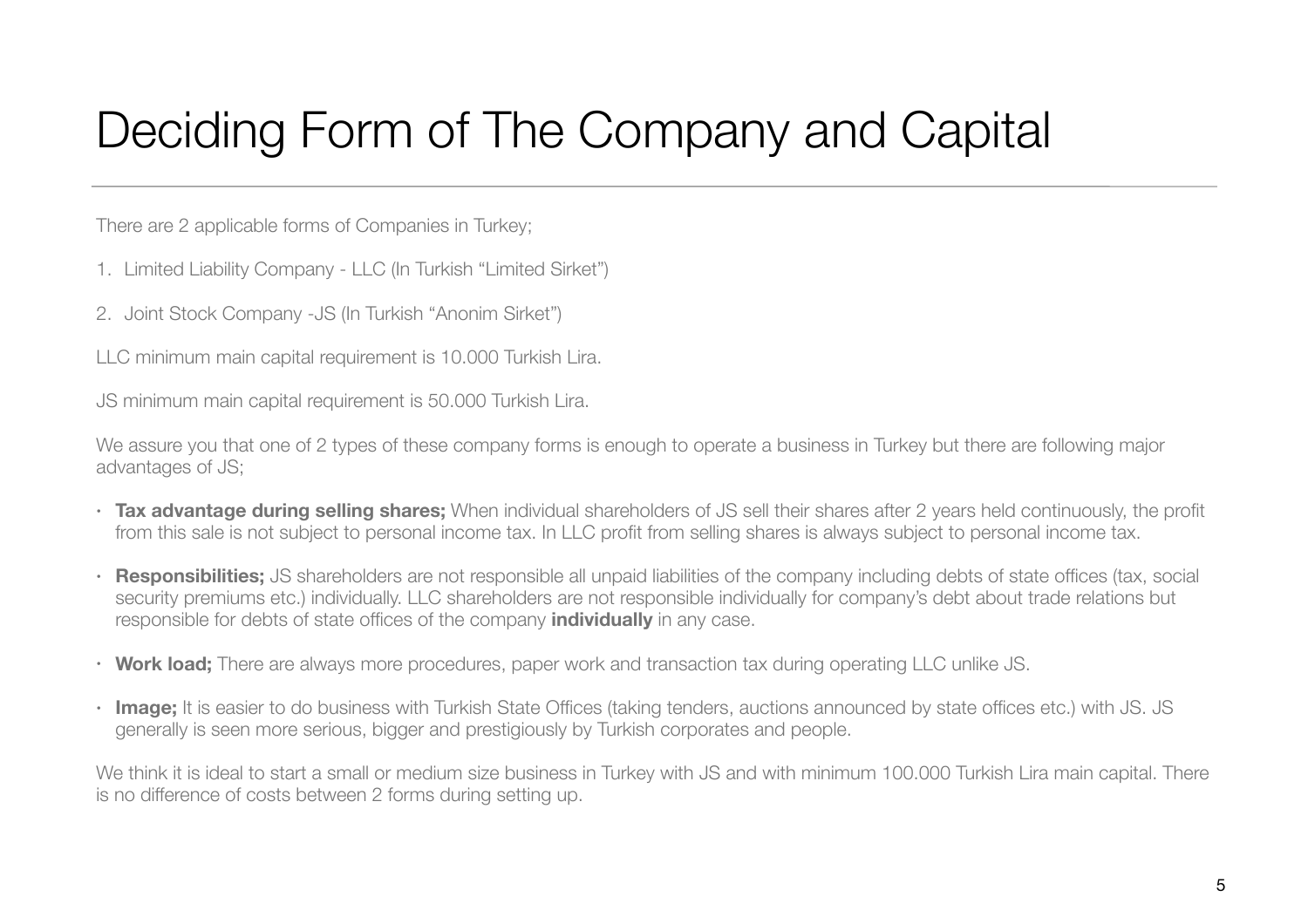# Deciding Form of The Company and Capital

There are 2 applicable forms of Companies in Turkey;

1. Limited Liability Company - LLC (In Turkish “Limited Sirket”)
2. Joint Stock Company -JS (In Turkish “Anonim Sirket”)

LLC minimum main capital requirement is 10.000 Turkish Lira.

JS minimum main capital requirement is 50.000 Turkish Lira.

We assure you that one of 2 types of these company forms is enough to operate a business in Turkey but there are following major advantages of JS;

- **Tax advantage during selling shares;** When individual shareholders of JS sell their shares after 2 years held continuously, the profit from this sale is not subject to personal income tax. In LLC profit from selling shares is always subject to personal income tax.
- **Responsibilities;** JS shareholders are not responsible all unpaid liabilities of the company including debts of state offices (tax, social security premiums etc.) individually. LLC shareholders are not responsible individually for company’s debt about trade relations but responsible for debts of state offices of the company **individually** in any case.
- **Work load;** There are always more procedures, paper work and transaction tax during operating LLC unlike JS.
- **Image;** It is easier to do business with Turkish State Offices (taking tenders, auctions announced by state offices etc.) with JS. JS generally is seen more serious, bigger and prestigiously by Turkish corporates and people.

We think it is ideal to start a small or medium size business in Turkey with JS and with minimum 100.000 Turkish Lira main capital. There is no difference of costs between 2 forms during setting up.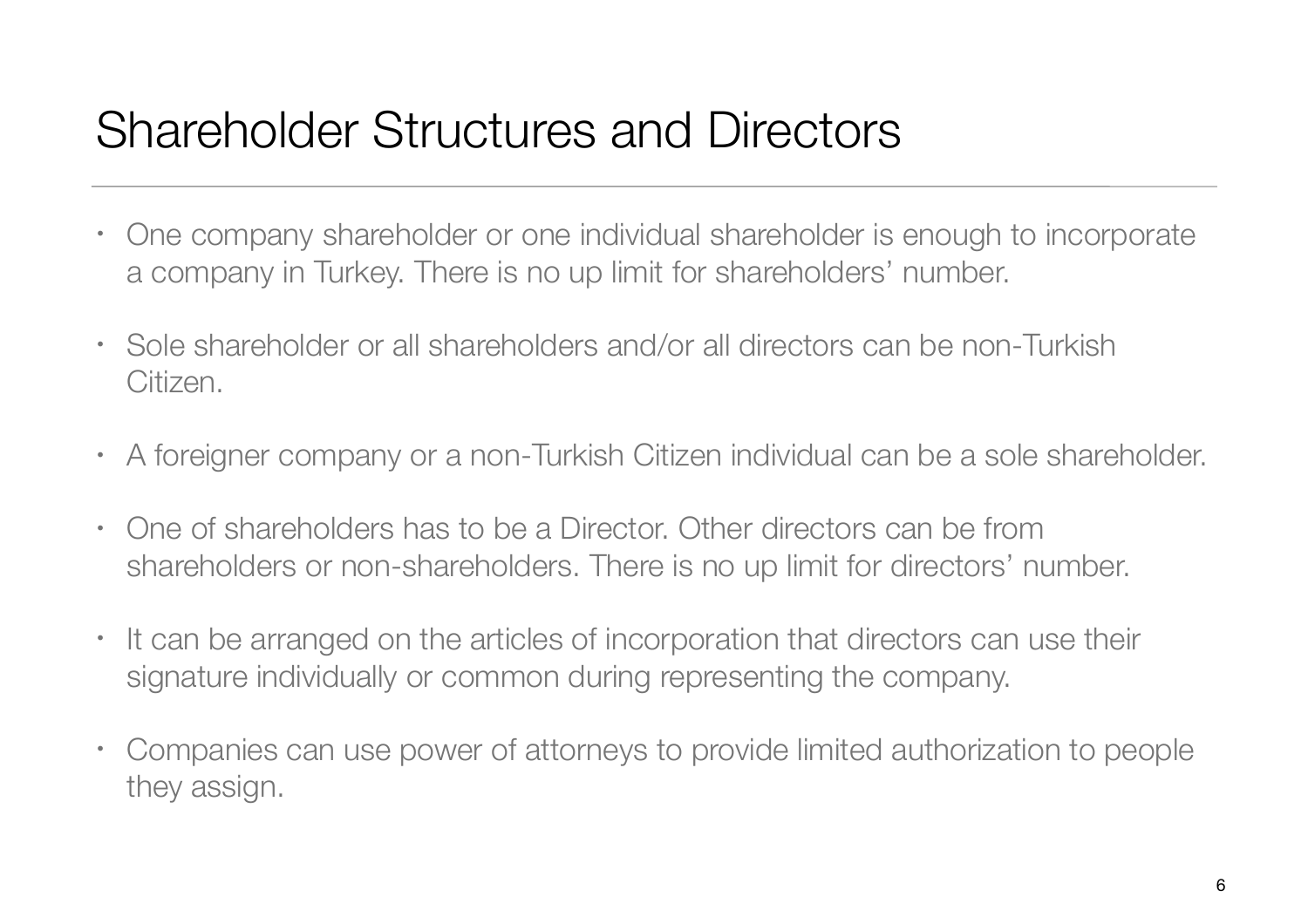# Shareholder Structures and Directors

- One company shareholder or one individual shareholder is enough to incorporate a company in Turkey. There is no up limit for shareholders' number.
- Sole shareholder or all shareholders and/or all directors can be non-Turkish Citizen.
- A foreigner company or a non-Turkish Citizen individual can be a sole shareholder.
- One of shareholders has to be a Director. Other directors can be from shareholders or non-shareholders. There is no up limit for directors' number.
- It can be arranged on the articles of incorporation that directors can use their signature individually or common during representing the company.
- Companies can use power of attorneys to provide limited authorization to people they assign.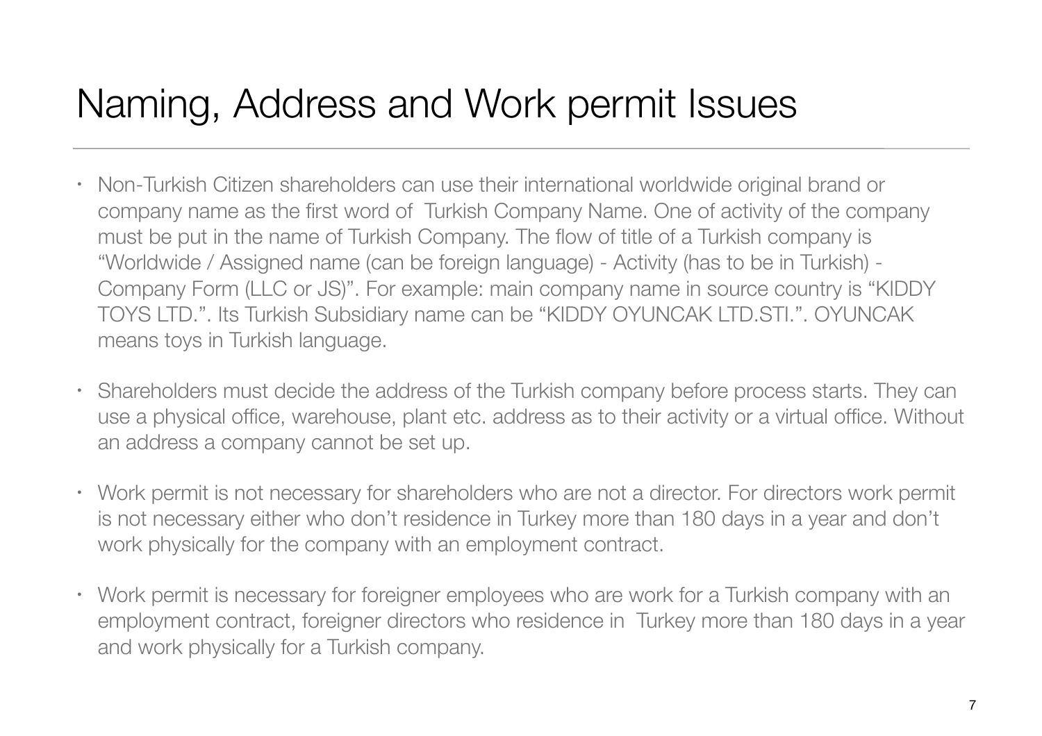# Naming, Address and Work permit Issues

- Non-Turkish Citizen shareholders can use their international worldwide original brand or company name as the first word of  Turkish Company Name. One of activity of the company must be put in the name of Turkish Company. The flow of title of a Turkish company is "Worldwide / Assigned name (can be foreign language) - Activity (has to be in Turkish) - Company Form (LLC or JS)". For example: main company name in source country is "KIDDY TOYS LTD.". Its Turkish Subsidiary name can be "KIDDY OYUNCAK LTD.STI.". OYUNCAK means toys in Turkish language.
- Shareholders must decide the address of the Turkish company before process starts. They can use a physical office, warehouse, plant etc. address as to their activity or a virtual office. Without an address a company cannot be set up.
- Work permit is not necessary for shareholders who are not a director. For directors work permit is not necessary either who don't residence in Turkey more than 180 days in a year and don't work physically for the company with an employment contract.
- Work permit is necessary for foreigner employees who are work for a Turkish company with an employment contract, foreigner directors who residence in  Turkey more than 180 days in a year and work physically for a Turkish company.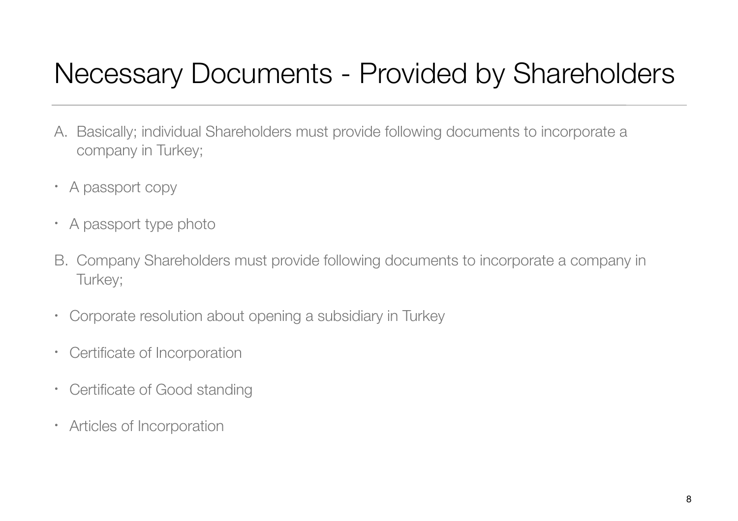# Necessary Documents - Provided by Shareholders

A. Basically; individual Shareholders must provide following documents to incorporate a company in Turkey;

- A passport copy
- A passport type photo

B. Company Shareholders must provide following documents to incorporate a company in Turkey;

- Corporate resolution about opening a subsidiary in Turkey
- Certificate of Incorporation
- Certificate of Good standing
- Articles of Incorporation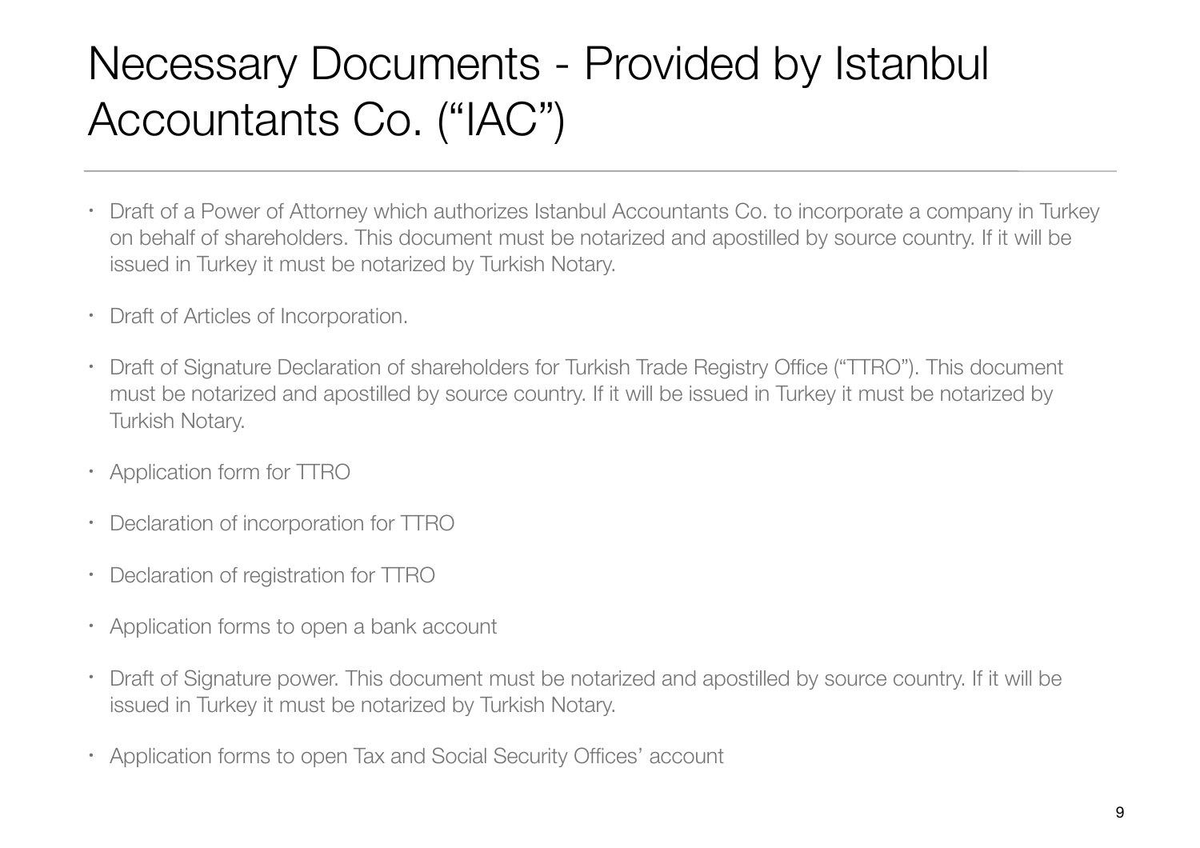# Necessary Documents - Provided by Istanbul Accountants Co. ("IAC")

- Draft of a Power of Attorney which authorizes Istanbul Accountants Co. to incorporate a company in Turkey on behalf of shareholders. This document must be notarized and apostilled by source country. If it will be issued in Turkey it must be notarized by Turkish Notary.
- Draft of Articles of Incorporation.
- Draft of Signature Declaration of shareholders for Turkish Trade Registry Office ("TTRO"). This document must be notarized and apostilled by source country. If it will be issued in Turkey it must be notarized by Turkish Notary.
- Application form for TTRO
- Declaration of incorporation for TTRO
- Declaration of registration for TTRO
- Application forms to open a bank account
- Draft of Signature power. This document must be notarized and apostilled by source country. If it will be issued in Turkey it must be notarized by Turkish Notary.
- Application forms to open Tax and Social Security Offices' account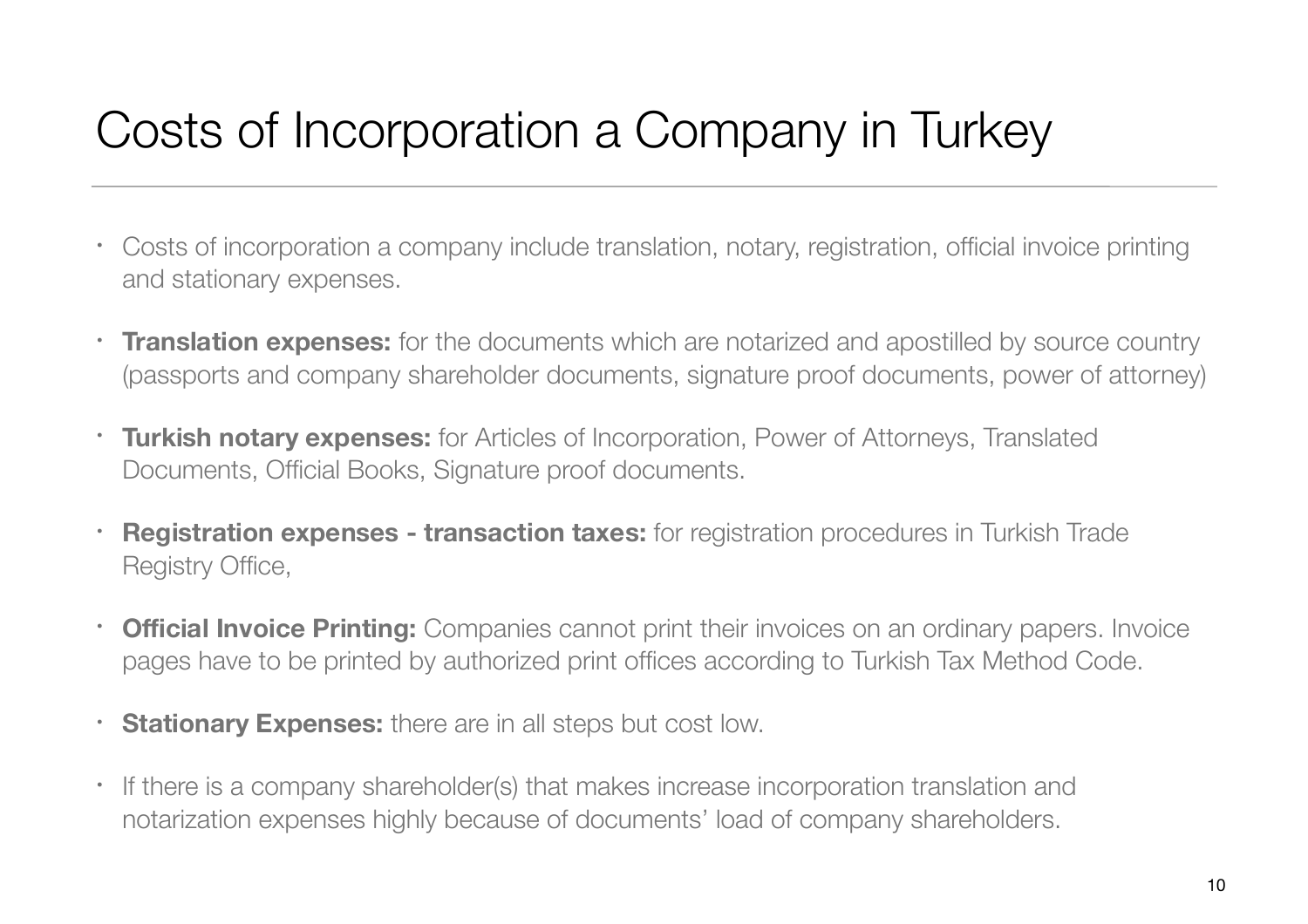# Costs of Incorporation a Company in Turkey

- Costs of incorporation a company include translation, notary, registration, official invoice printing and stationary expenses.
- **Translation expenses:** for the documents which are notarized and apostilled by source country (passports and company shareholder documents, signature proof documents, power of attorney)
- **Turkish notary expenses:** for Articles of Incorporation, Power of Attorneys, Translated Documents, Official Books, Signature proof documents.
- **Registration expenses - transaction taxes:** for registration procedures in Turkish Trade Registry Office,
- **Official Invoice Printing:** Companies cannot print their invoices on an ordinary papers. Invoice pages have to be printed by authorized print offices according to Turkish Tax Method Code.
- **Stationary Expenses:** there are in all steps but cost low.
- If there is a company shareholder(s) that makes increase incorporation translation and notarization expenses highly because of documents' load of company shareholders.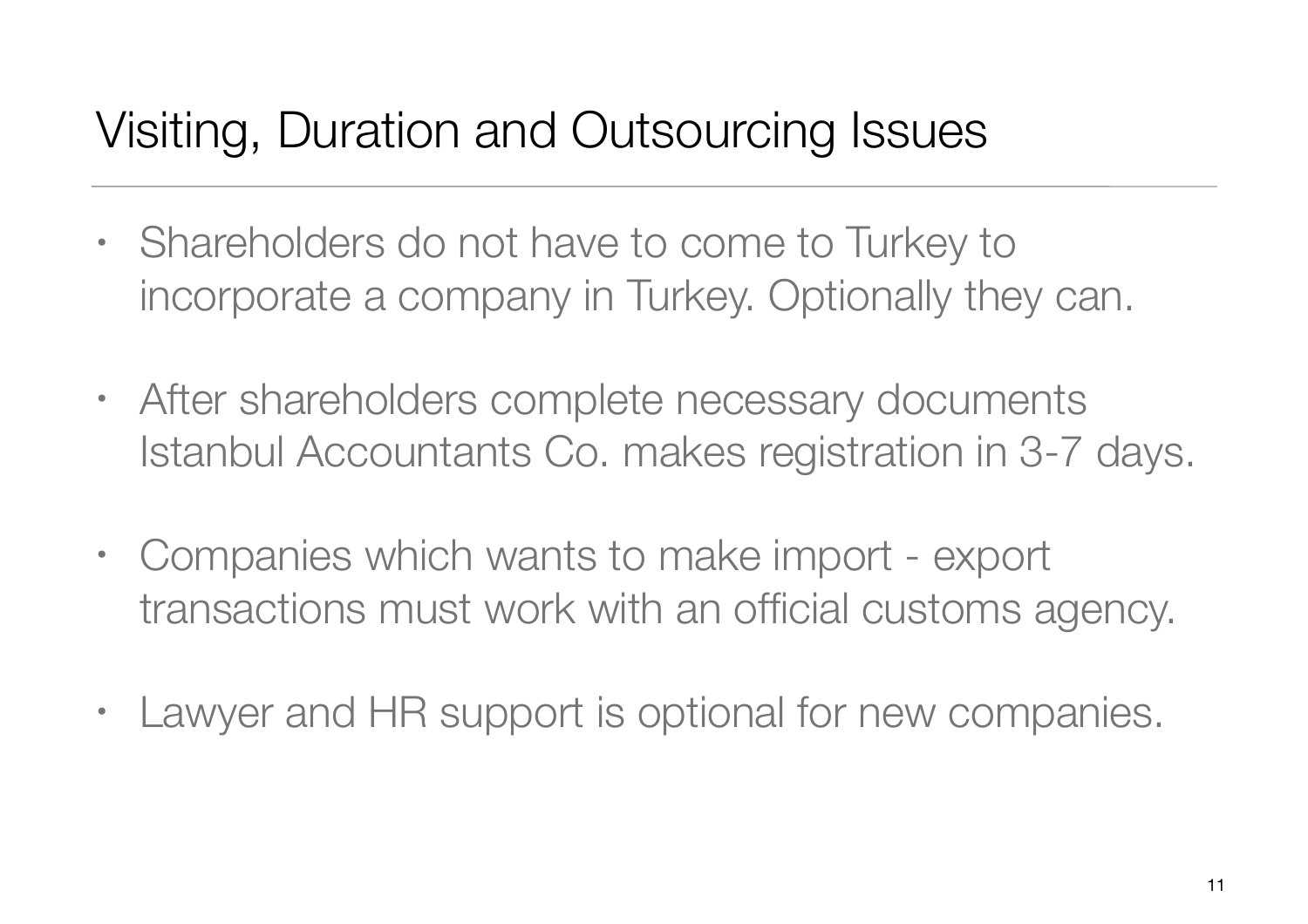# Visiting, Duration and Outsourcing Issues

- Shareholders do not have to come to Turkey to incorporate a company in Turkey. Optionally they can.
- After shareholders complete necessary documents Istanbul Accountants Co. makes registration in 3-7 days.
- Companies which wants to make import - export transactions must work with an official customs agency.
- Lawyer and HR support is optional for new companies.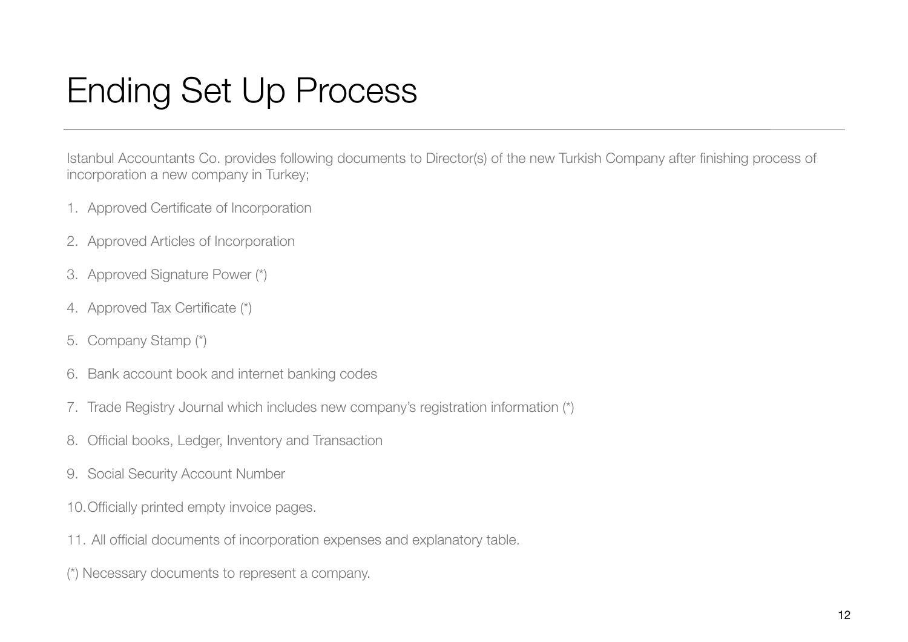# Ending Set Up Process

Istanbul Accountants Co. provides following documents to Director(s) of the new Turkish Company after finishing process of incorporation a new company in Turkey;

1. Approved Certificate of Incorporation
2. Approved Articles of Incorporation
3. Approved Signature Power (*)
4. Approved Tax Certificate (*)
5. Company Stamp (*)
6. Bank account book and internet banking codes
7. Trade Registry Journal which includes new company's registration information (*)
8. Official books, Ledger, Inventory and Transaction
9. Social Security Account Number
10. Officially printed empty invoice pages.
11. All official documents of incorporation expenses and explanatory table.

(*) Necessary documents to represent a company.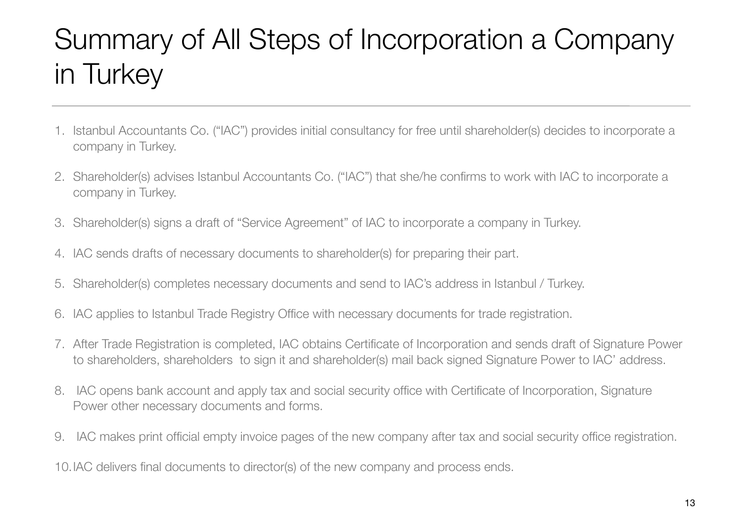# Summary of All Steps of Incorporation a Company in Turkey

1. Istanbul Accountants Co. ("IAC") provides initial consultancy for free until shareholder(s) decides to incorporate a company in Turkey.
2. Shareholder(s) advises Istanbul Accountants Co. ("IAC") that she/he confirms to work with IAC to incorporate a company in Turkey.
3. Shareholder(s) signs a draft of "Service Agreement" of IAC to incorporate a company in Turkey.
4. IAC sends drafts of necessary documents to shareholder(s) for preparing their part.
5. Shareholder(s) completes necessary documents and send to IAC's address in Istanbul / Turkey.
6. IAC applies to Istanbul Trade Registry Office with necessary documents for trade registration.
7. After Trade Registration is completed, IAC obtains Certificate of Incorporation and sends draft of Signature Power to shareholders, shareholders to sign it and shareholder(s) mail back signed Signature Power to IAC' address.
8. IAC opens bank account and apply tax and social security office with Certificate of Incorporation, Signature Power other necessary documents and forms.
9. IAC makes print official empty invoice pages of the new company after tax and social security office registration.
10. IAC delivers final documents to director(s) of the new company and process ends.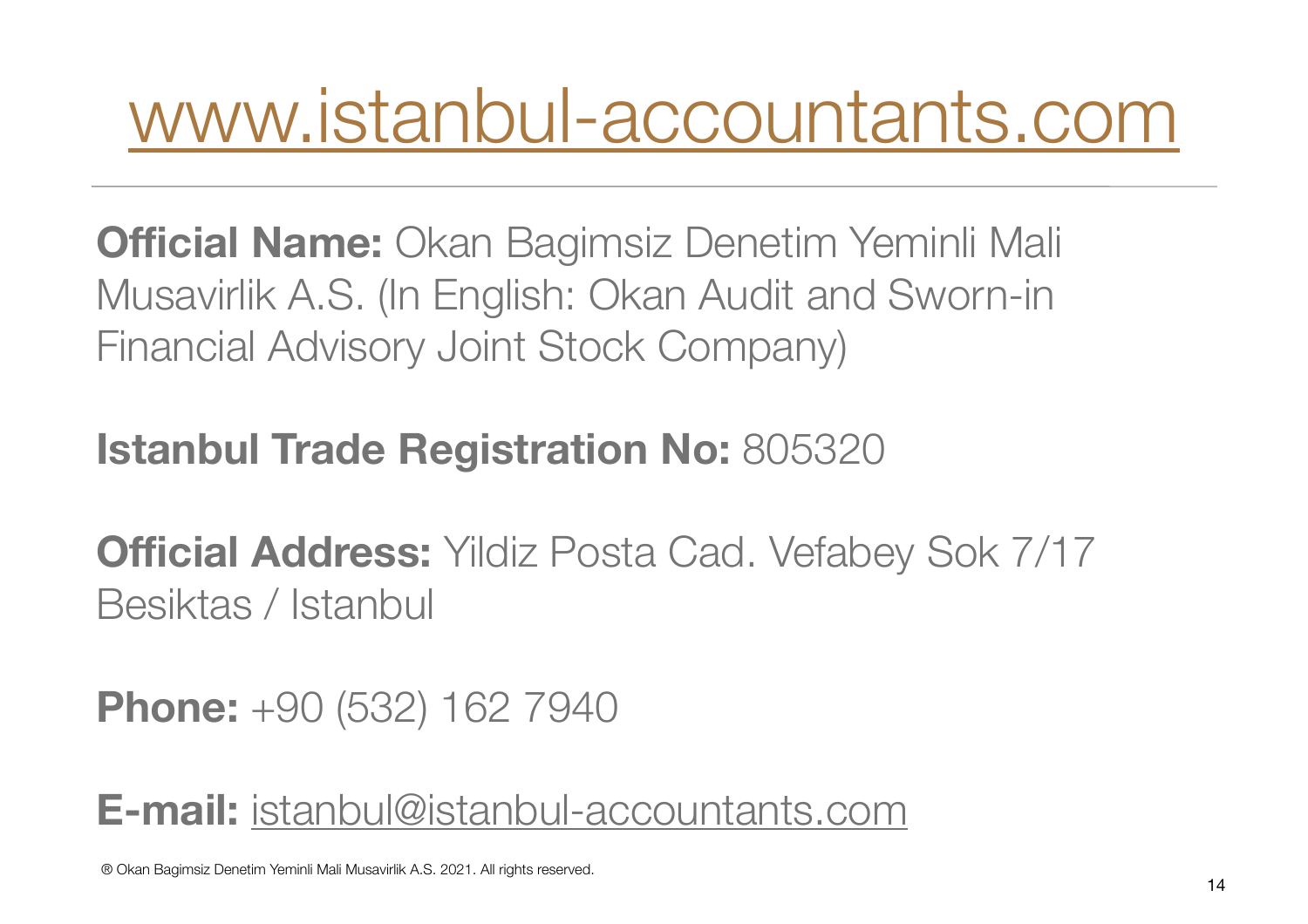# www.istanbul-accountants.com

**Official Name:** Okan Bagimsiz Denetim Yeminli Mali Musavirlik A.S. (In English: Okan Audit and Sworn-in Financial Advisory Joint Stock Company)

**Istanbul Trade Registration No:** 805320

**Official Address:** Yildiz Posta Cad. Vefabey Sok 7/17 Besiktas / Istanbul

**Phone:** +90 (532) 162 7940

**E-mail:** istanbul@istanbul-accountants.com

® Okan Bagimsiz Denetim Yeminli Mali Musavirlik A.S. 2021. All rights reserved.